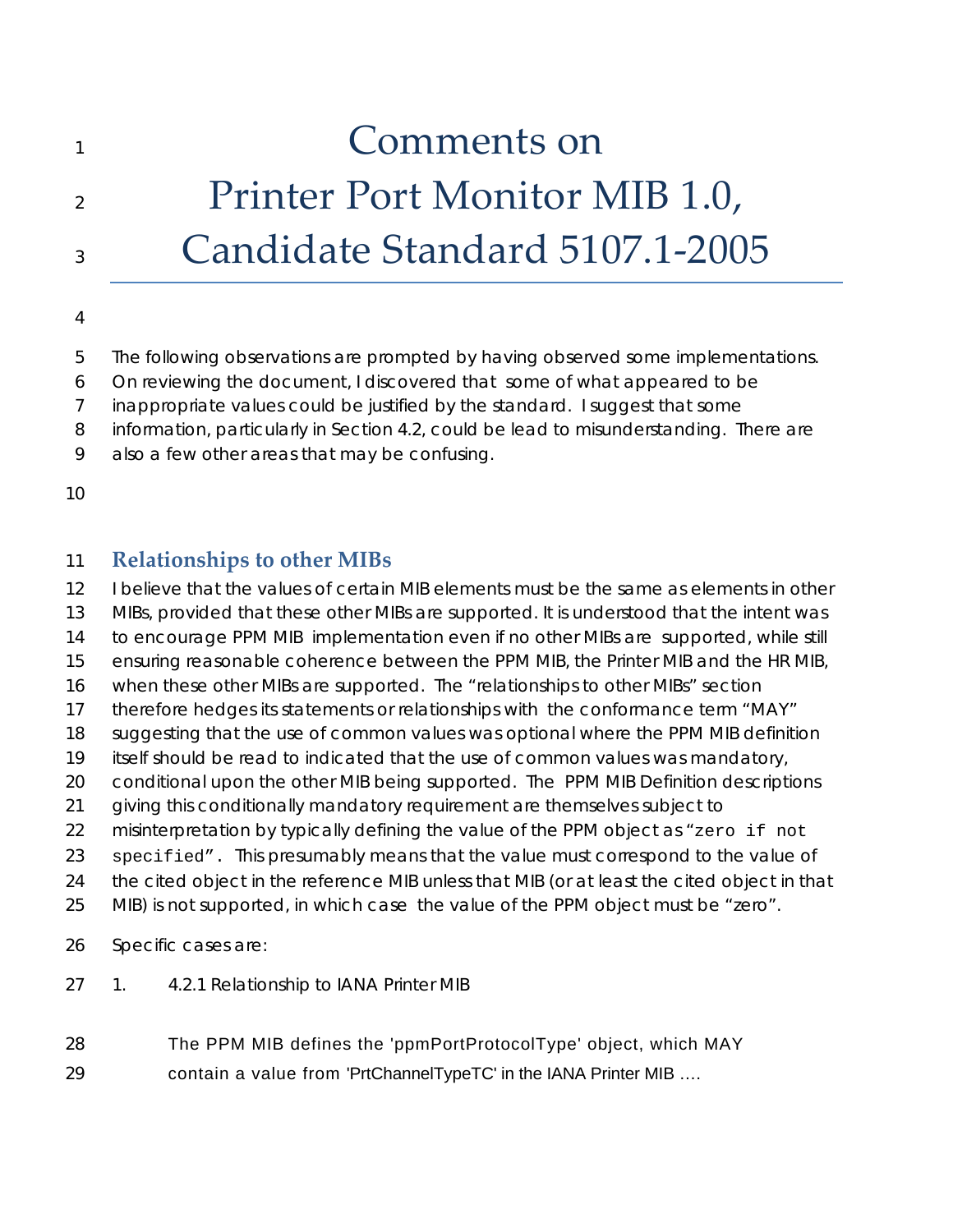// Line numbers omitted as page furniture.

# Comments on Printer Port Monitor MIB 1.0, Candidate Standard 5107.1-2005

The following observations are prompted by having observed some implementations. On reviewing the document, I discovered that some of what appeared to be inappropriate values could be justified by the standard. I suggest that some information, particularly in Section 4.2, could be lead to misunderstanding. There are also a few other areas that may be confusing.

## Relationships to other MIBs

I believe that the values of certain MIB elements must be the same as elements in other MIBs, provided that these other MIBs are supported. It is understood that the intent was to encourage PPM MIB implementation even if no other MIBs are supported, while still ensuring reasonable coherence between the PPM MIB, the Printer MIB and the HR MIB, when these other MIBs are supported. The "relationships to other MIBs" section therefore hedges its statements or relationships with the conformance term "MAY" suggesting that the use of common values was optional where the PPM MIB definition itself should be read to indicated that the use of common values was mandatory, conditional upon the other MIB being supported. The PPM MIB Definition descriptions giving this conditionally mandatory requirement are themselves subject to misinterpretation by typically defining the value of the PPM object as "`zero if not specified`". This presumably means that the value must correspond to the value of the cited object in the reference MIB unless that MIB (or at least the cited object in that MIB) is not supported, in which case the value of the PPM object must be "zero".

Specific cases are:

1. 4.2.1 Relationship to IANA Printer MIB

   The PPM MIB defines the 'ppmPortProtocolType' object, which MAY contain a value from 'PrtChannelTypeTC' in the IANA Printer MIB ….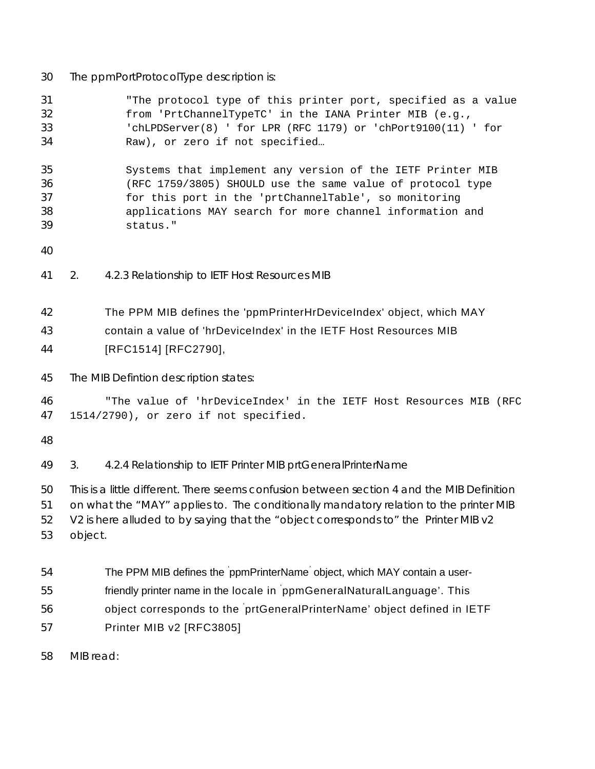The ppmPortProtocolType description is:

```
"The protocol type of this printer port, specified as a value
from 'PrtChannelTypeTC' in the IANA Printer MIB (e.g.,
'chLPDServer(8) ' for LPR (RFC 1179) or 'chPort9100(11) ' for
Raw), or zero if not specified…

Systems that implement any version of the IETF Printer MIB
(RFC 1759/3805) SHOULD use the same value of protocol type
for this port in the 'prtChannelTable', so monitoring
applications MAY search for more channel information and
status."
```

## 2. 4.2.3 Relationship to IETF Host Resources MIB

> The PPM MIB defines the 'ppmPrinterHrDeviceIndex' object, which MAY contain a value of 'hrDeviceIndex' in the IETF Host Resources MIB [RFC1514] [RFC2790],

The MIB Defintion description states:

```
"The value of 'hrDeviceIndex' in the IETF Host Resources MIB (RFC
1514/2790), or zero if not specified.
```

## 3. 4.2.4 Relationship to IETF Printer MIB prtGeneralPrinterName

This is a little different. There seems confusion between section 4 and the MIB Definition on what the "MAY" applies to. The conditionally mandatory relation to the printer MIB V2 is here alluded to by saying that the "object corresponds to" the Printer MIB v2 object.

> The PPM MIB defines the 'ppmPrinterName' object, which MAY contain a user-friendly printer name in the locale in 'ppmGeneralNaturalLanguage'. This object corresponds to the 'prtGeneralPrinterName' object defined in IETF Printer MIB v2 [RFC3805]

MIB read: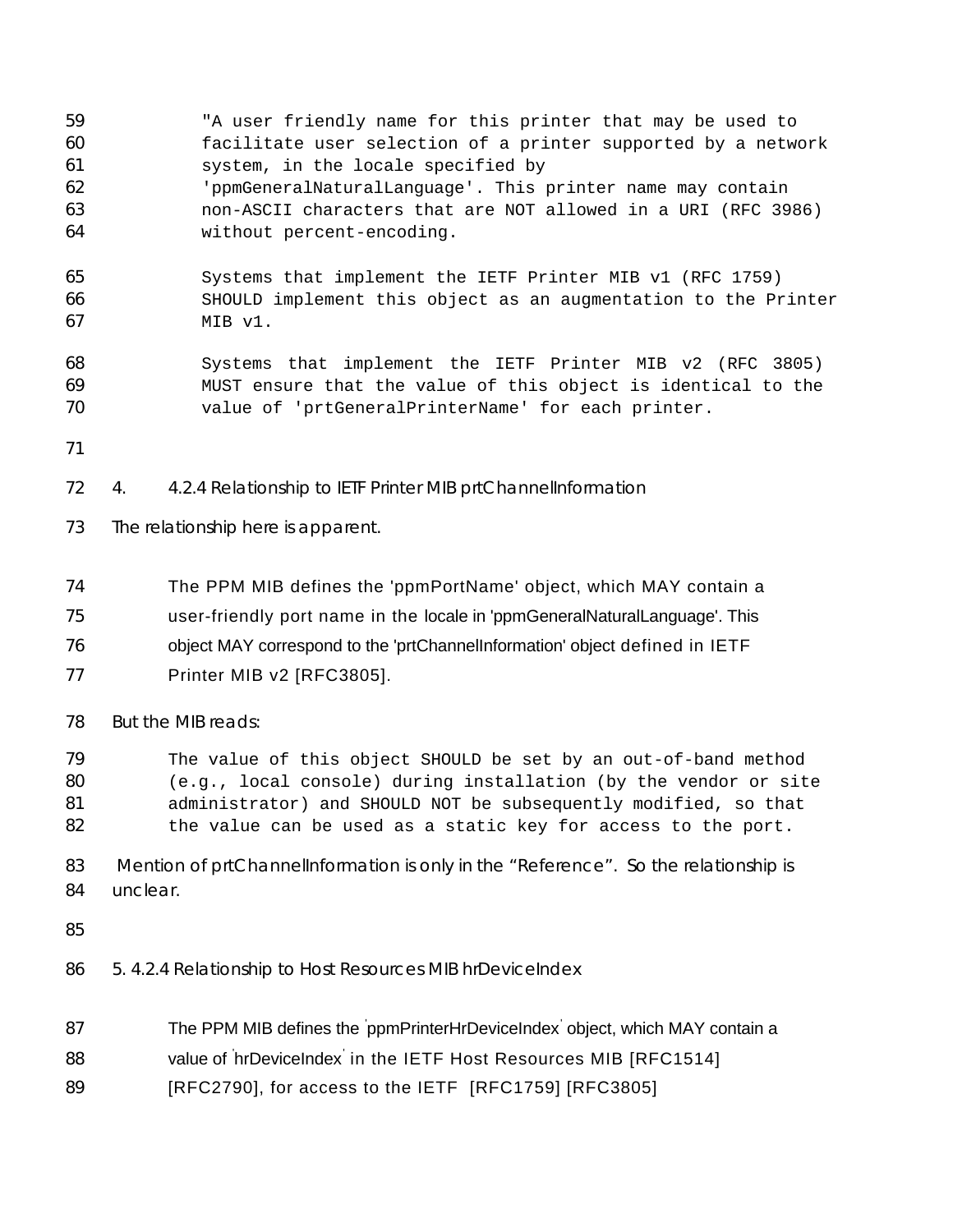```
"A user friendly name for this printer that may be used to
facilitate user selection of a printer supported by a network
system, in the locale specified by
'ppmGeneralNaturalLanguage'. This printer name may contain
non-ASCII characters that are NOT allowed in a URI (RFC 3986)
without percent-encoding.

Systems that implement the IETF Printer MIB v1 (RFC 1759)
SHOULD implement this object as an augmentation to the Printer
MIB v1.

Systems that implement the IETF Printer MIB v2 (RFC 3805)
MUST ensure that the value of this object is identical to the
value of 'prtGeneralPrinterName' for each printer.
```

4. 4.2.4 Relationship to IETF Printer MIB prtChannelInformation

The relationship here is apparent.

> The PPM MIB defines the 'ppmPortName' object, which MAY contain a user-friendly port name in the locale in 'ppmGeneralNaturalLanguage'. This object MAY correspond to the 'prtChannelInformation' object defined in IETF Printer MIB v2 [RFC3805].

But the MIB reads:

```
The value of this object SHOULD be set by an out-of-band method
(e.g., local console) during installation (by the vendor or site
administrator) and SHOULD NOT be subsequently modified, so that
the value can be used as a static key for access to the port.
```

Mention of prtChannelInformation is only in the "Reference". So the relationship is unclear.

5. 4.2.4 Relationship to Host Resources MIB hrDeviceIndex

> The PPM MIB defines the 'ppmPrinterHrDeviceIndex' object, which MAY contain a value of 'hrDeviceIndex' in the IETF Host Resources MIB [RFC1514] [RFC2790], for access to the IETF [RFC1759] [RFC3805]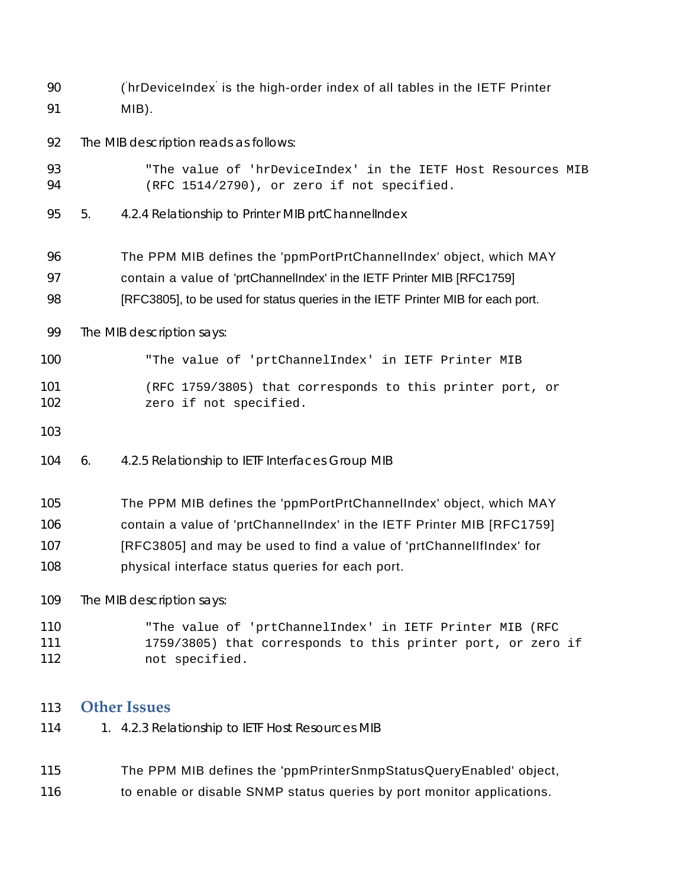('hrDeviceIndex' is the high-order index of all tables in the IETF Printer MIB).

The MIB description reads as follows:

```
"The value of 'hrDeviceIndex' in the IETF Host Resources MIB
(RFC 1514/2790), or zero if not specified.
```

5. 4.2.4 Relationship to Printer MIB prtChannelIndex

The PPM MIB defines the 'ppmPortPrtChannelIndex' object, which MAY contain a value of 'prtChannelIndex' in the IETF Printer MIB [RFC1759] [RFC3805], to be used for status queries in the IETF Printer MIB for each port.

The MIB description says:

```
"The value of 'prtChannelIndex' in IETF Printer MIB
(RFC 1759/3805) that corresponds to this printer port, or
zero if not specified.
```

6. 4.2.5 Relationship to IETF Interfaces Group MIB

The PPM MIB defines the 'ppmPortPrtChannelIndex' object, which MAY contain a value of 'prtChannelIndex' in the IETF Printer MIB [RFC1759] [RFC3805] and may be used to find a value of 'prtChannelIfIndex' for physical interface status queries for each port.

The MIB description says:

```
"The value of 'prtChannelIndex' in IETF Printer MIB (RFC
1759/3805) that corresponds to this printer port, or zero if
not specified.
```

## Other Issues

1. 4.2.3 Relationship to IETF Host Resources MIB

The PPM MIB defines the 'ppmPrinterSnmpStatusQueryEnabled' object, to enable or disable SNMP status queries by port monitor applications.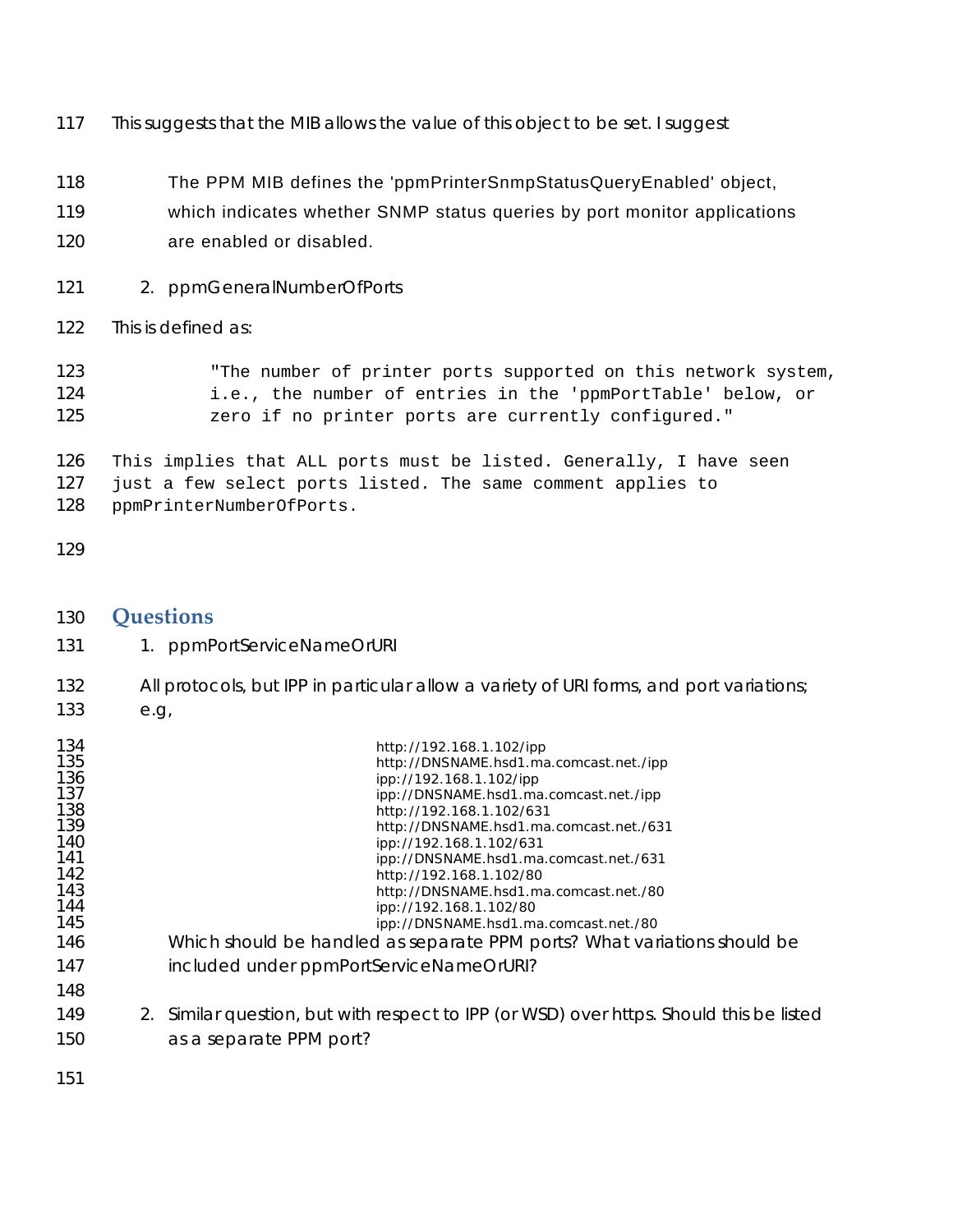This suggests that the MIB allows the value of this object to be set. I suggest

> The PPM MIB defines the 'ppmPrinterSnmpStatusQueryEnabled' object, which indicates whether SNMP status queries by port monitor applications are enabled or disabled.

2. ppmGeneralNumberOfPorts

This is defined as:

```
"The number of printer ports supported on this network system,
i.e., the number of entries in the 'ppmPortTable' below, or
zero if no printer ports are currently configured."
```

```
This implies that ALL ports must be listed. Generally, I have seen
just a few select ports listed. The same comment applies to
ppmPrinterNumberOfPorts.
```

## Questions

1. ppmPortServiceNameOrURI

   All protocols, but IPP in particular allow a variety of URI forms, and port variations; e.g,

   ```
   http://192.168.1.102/ipp
   http://DNSNAME.hsd1.ma.comcast.net./ipp
   ipp://192.168.1.102/ipp
   ipp://DNSNAME.hsd1.ma.comcast.net./ipp
   http://192.168.1.102/631
   http://DNSNAME.hsd1.ma.comcast.net./631
   ipp://192.168.1.102/631
   ipp://DNSNAME.hsd1.ma.comcast.net./631
   http://192.168.1.102/80
   http://DNSNAME.hsd1.ma.comcast.net./80
   ipp://192.168.1.102/80
   ipp://DNSNAME.hsd1.ma.comcast.net./80
   ```

   Which should be handled as separate PPM ports? What variations should be included under ppmPortServiceNameOrURI?

2. Similar question, but with respect to IPP (or WSD) over https. Should this be listed as a separate PPM port?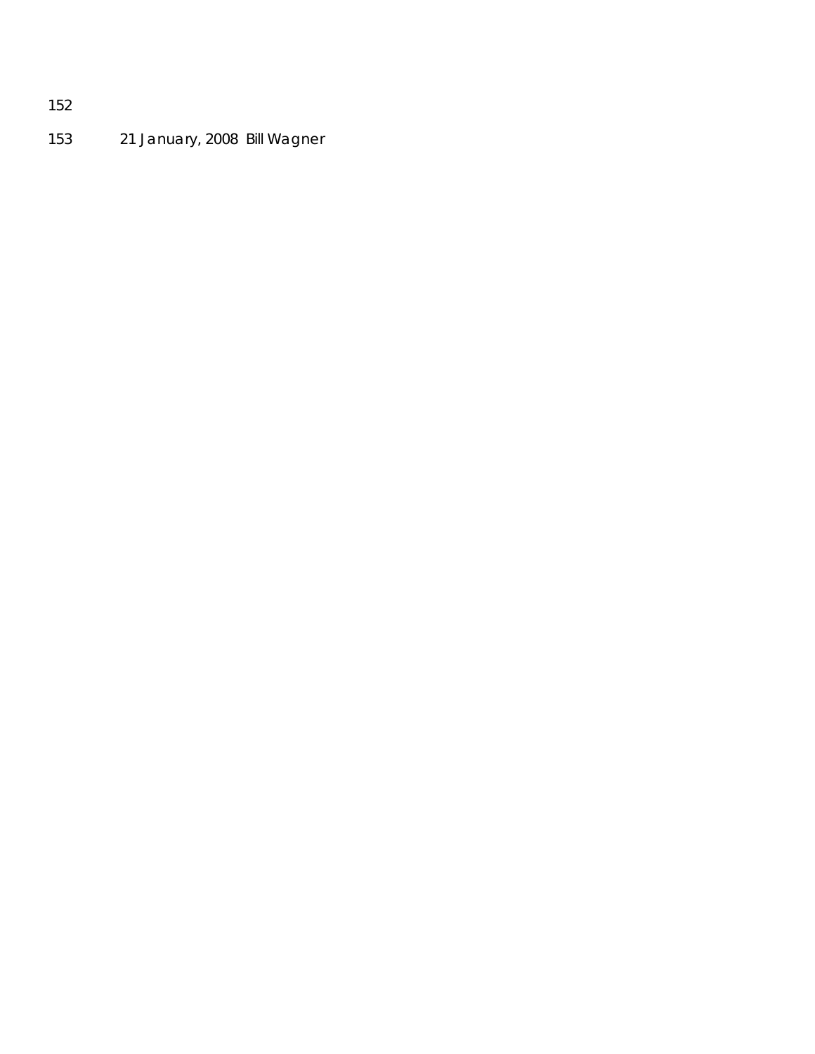21 January, 2008 Bill Wagner